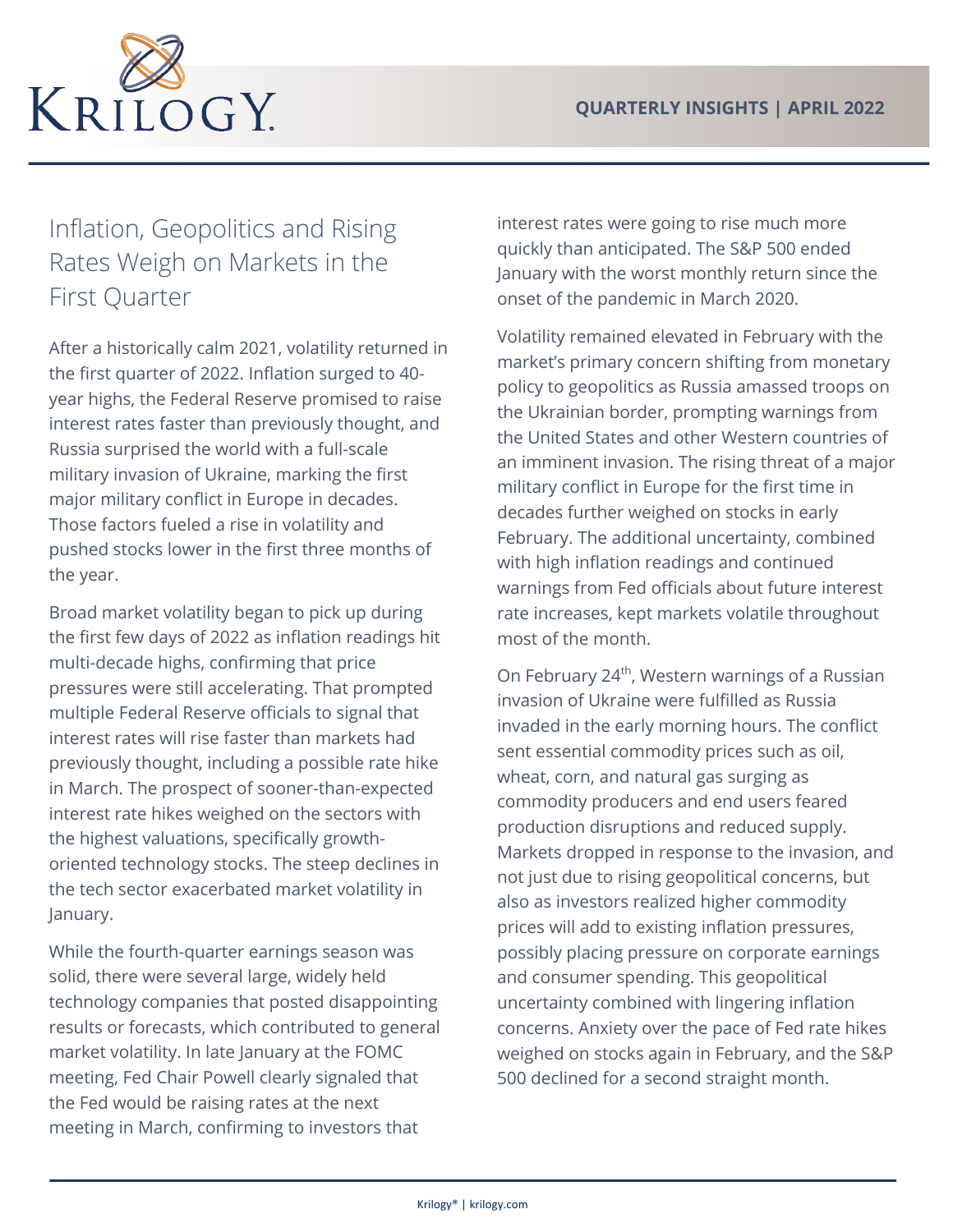# Inflation, Geopolitics and Rising Rates Weigh on Markets in the First Quarter

After a historically calm 2021, volatility returned in the first quarter of 2022. Inflation surged to 40-year highs, the Federal Reserve promised to raise interest rates faster than previously thought, and Russia surprised the world with a full-scale military invasion of Ukraine, marking the first major military conflict in Europe in decades. Those factors fueled a rise in volatility and pushed stocks lower in the first three months of the year.

Broad market volatility began to pick up during the first few days of 2022 as inflation readings hit multi-decade highs, confirming that price pressures were still accelerating. That prompted multiple Federal Reserve officials to signal that interest rates will rise faster than markets had previously thought, including a possible rate hike in March. The prospect of sooner-than-expected interest rate hikes weighed on the sectors with the highest valuations, specifically growth-oriented technology stocks. The steep declines in the tech sector exacerbated market volatility in January.

While the fourth-quarter earnings season was solid, there were several large, widely held technology companies that posted disappointing results or forecasts, which contributed to general market volatility. In late January at the FOMC meeting, Fed Chair Powell clearly signaled that the Fed would be raising rates at the next meeting in March, confirming to investors that interest rates were going to rise much more quickly than anticipated. The S&P 500 ended January with the worst monthly return since the onset of the pandemic in March 2020.

Volatility remained elevated in February with the market's primary concern shifting from monetary policy to geopolitics as Russia amassed troops on the Ukrainian border, prompting warnings from the United States and other Western countries of an imminent invasion. The rising threat of a major military conflict in Europe for the first time in decades further weighed on stocks in early February. The additional uncertainty, combined with high inflation readings and continued warnings from Fed officials about future interest rate increases, kept markets volatile throughout most of the month.

On February 24th, Western warnings of a Russian invasion of Ukraine were fulfilled as Russia invaded in the early morning hours. The conflict sent essential commodity prices such as oil, wheat, corn, and natural gas surging as commodity producers and end users feared production disruptions and reduced supply. Markets dropped in response to the invasion, and not just due to rising geopolitical concerns, but also as investors realized higher commodity prices will add to existing inflation pressures, possibly placing pressure on corporate earnings and consumer spending. This geopolitical uncertainty combined with lingering inflation concerns. Anxiety over the pace of Fed rate hikes weighed on stocks again in February, and the S&P 500 declined for a second straight month.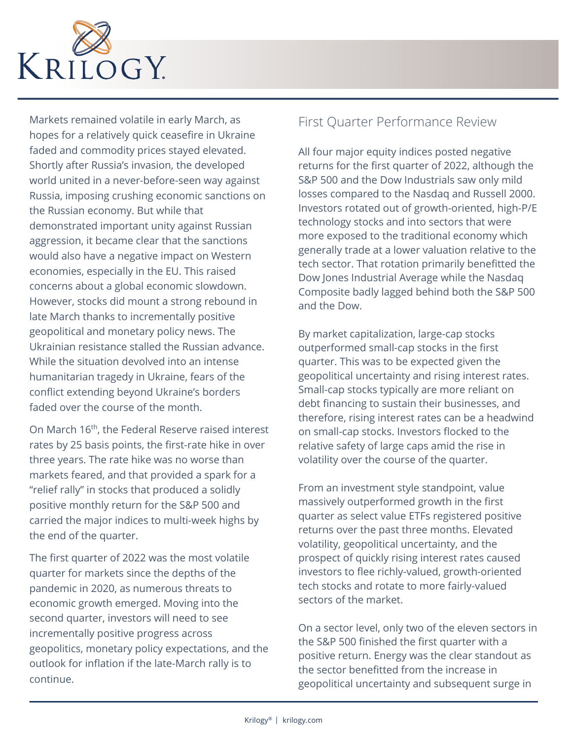Markets remained volatile in early March, as hopes for a relatively quick ceasefire in Ukraine faded and commodity prices stayed elevated. Shortly after Russia's invasion, the developed world united in a never-before-seen way against Russia, imposing crushing economic sanctions on the Russian economy. But while that demonstrated important unity against Russian aggression, it became clear that the sanctions would also have a negative impact on Western economies, especially in the EU. This raised concerns about a global economic slowdown. However, stocks did mount a strong rebound in late March thanks to incrementally positive geopolitical and monetary policy news. The Ukrainian resistance stalled the Russian advance. While the situation devolved into an intense humanitarian tragedy in Ukraine, fears of the conflict extending beyond Ukraine's borders faded over the course of the month.

On March 16th, the Federal Reserve raised interest rates by 25 basis points, the first-rate hike in over three years. The rate hike was no worse than markets feared, and that provided a spark for a "relief rally" in stocks that produced a solidly positive monthly return for the S&P 500 and carried the major indices to multi-week highs by the end of the quarter.

The first quarter of 2022 was the most volatile quarter for markets since the depths of the pandemic in 2020, as numerous threats to economic growth emerged. Moving into the second quarter, investors will need to see incrementally positive progress across geopolitics, monetary policy expectations, and the outlook for inflation if the late-March rally is to continue.

## First Quarter Performance Review

All four major equity indices posted negative returns for the first quarter of 2022, although the S&P 500 and the Dow Industrials saw only mild losses compared to the Nasdaq and Russell 2000. Investors rotated out of growth-oriented, high-P/E technology stocks and into sectors that were more exposed to the traditional economy which generally trade at a lower valuation relative to the tech sector. That rotation primarily benefitted the Dow Jones Industrial Average while the Nasdaq Composite badly lagged behind both the S&P 500 and the Dow.

By market capitalization, large-cap stocks outperformed small-cap stocks in the first quarter. This was to be expected given the geopolitical uncertainty and rising interest rates. Small-cap stocks typically are more reliant on debt financing to sustain their businesses, and therefore, rising interest rates can be a headwind on small-cap stocks. Investors flocked to the relative safety of large caps amid the rise in volatility over the course of the quarter.

From an investment style standpoint, value massively outperformed growth in the first quarter as select value ETFs registered positive returns over the past three months. Elevated volatility, geopolitical uncertainty, and the prospect of quickly rising interest rates caused investors to flee richly-valued, growth-oriented tech stocks and rotate to more fairly-valued sectors of the market.

On a sector level, only two of the eleven sectors in the S&P 500 finished the first quarter with a positive return. Energy was the clear standout as the sector benefitted from the increase in geopolitical uncertainty and subsequent surge in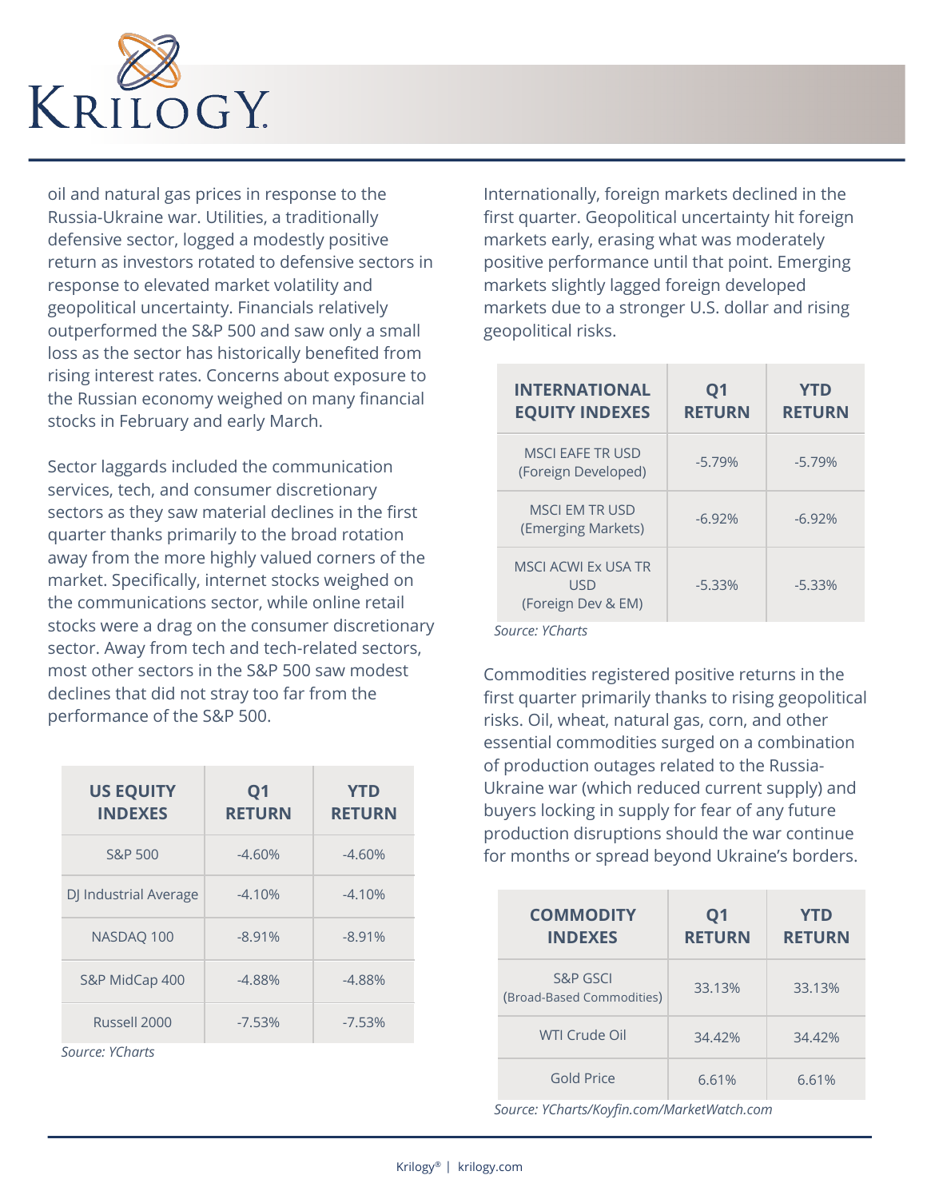oil and natural gas prices in response to the Russia-Ukraine war. Utilities, a traditionally defensive sector, logged a modestly positive return as investors rotated to defensive sectors in response to elevated market volatility and geopolitical uncertainty. Financials relatively outperformed the S&P 500 and saw only a small loss as the sector has historically benefited from rising interest rates. Concerns about exposure to the Russian economy weighed on many financial stocks in February and early March.

Sector laggards included the communication services, tech, and consumer discretionary sectors as they saw material declines in the first quarter thanks primarily to the broad rotation away from the more highly valued corners of the market. Specifically, internet stocks weighed on the communications sector, while online retail stocks were a drag on the consumer discretionary sector. Away from tech and tech-related sectors, most other sectors in the S&P 500 saw modest declines that did not stray too far from the performance of the S&P 500.

| US EQUITY INDEXES | Q1 RETURN | YTD RETURN |
|---|---|---|
| S&P 500 | -4.60% | -4.60% |
| DJ Industrial Average | -4.10% | -4.10% |
| NASDAQ 100 | -8.91% | -8.91% |
| S&P MidCap 400 | -4.88% | -4.88% |
| Russell 2000 | -7.53% | -7.53% |

*Source: YCharts*

Internationally, foreign markets declined in the first quarter. Geopolitical uncertainty hit foreign markets early, erasing what was moderately positive performance until that point. Emerging markets slightly lagged foreign developed markets due to a stronger U.S. dollar and rising geopolitical risks.

| INTERNATIONAL EQUITY INDEXES | Q1 RETURN | YTD RETURN |
|---|---|---|
| MSCI EAFE TR USD (Foreign Developed) | -5.79% | -5.79% |
| MSCI EM TR USD (Emerging Markets) | -6.92% | -6.92% |
| MSCI ACWI Ex USA TR USD (Foreign Dev & EM) | -5.33% | -5.33% |

*Source: YCharts*

Commodities registered positive returns in the first quarter primarily thanks to rising geopolitical risks. Oil, wheat, natural gas, corn, and other essential commodities surged on a combination of production outages related to the Russia-Ukraine war (which reduced current supply) and buyers locking in supply for fear of any future production disruptions should the war continue for months or spread beyond Ukraine's borders.

| COMMODITY INDEXES | Q1 RETURN | YTD RETURN |
|---|---|---|
| S&P GSCI (Broad-Based Commodities) | 33.13% | 33.13% |
| WTI Crude Oil | 34.42% | 34.42% |
| Gold Price | 6.61% | 6.61% |

*Source: YCharts/Koyfin.com/MarketWatch.com*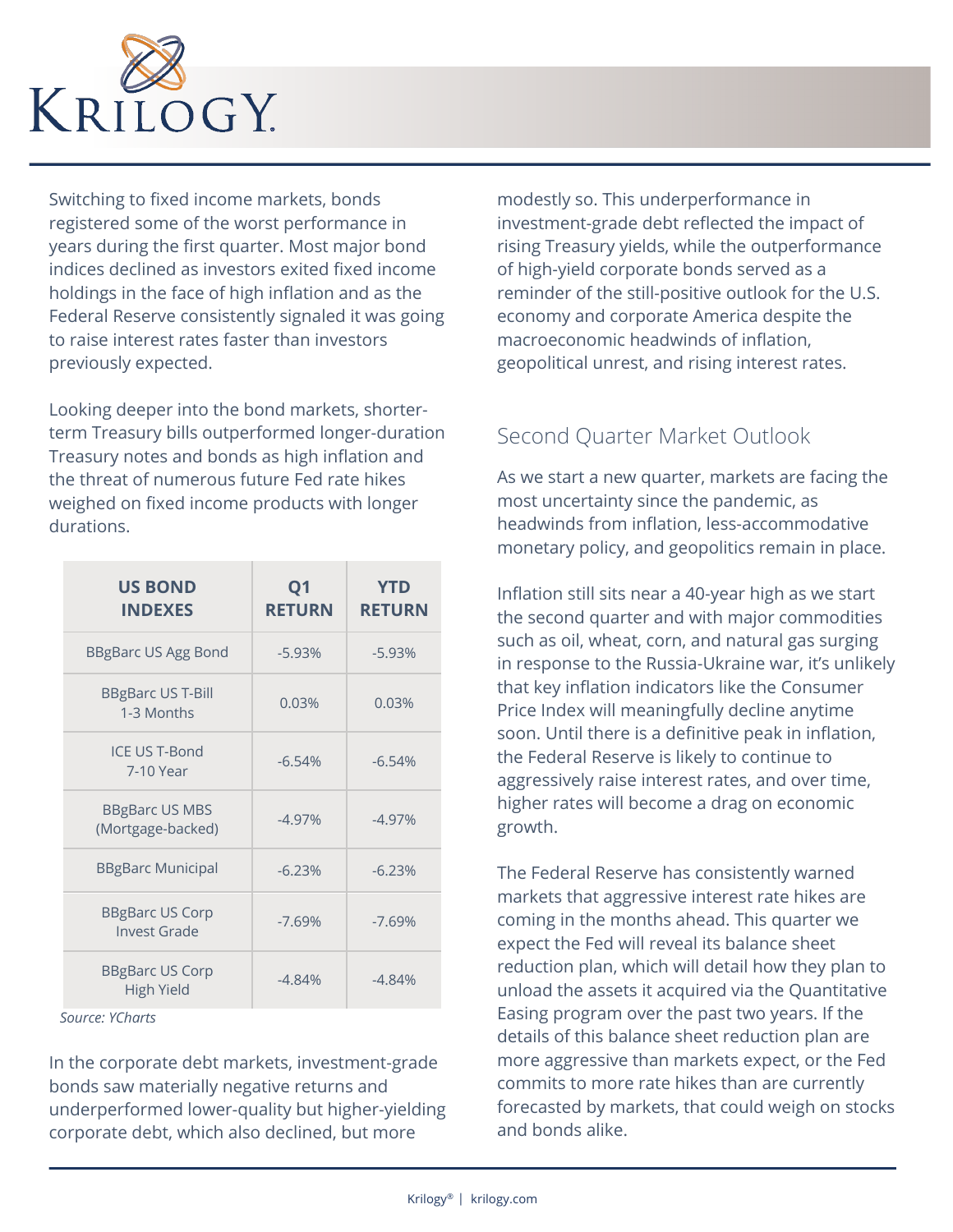Switching to fixed income markets, bonds registered some of the worst performance in years during the first quarter. Most major bond indices declined as investors exited fixed income holdings in the face of high inflation and as the Federal Reserve consistently signaled it was going to raise interest rates faster than investors previously expected.

Looking deeper into the bond markets, shorter-term Treasury bills outperformed longer-duration Treasury notes and bonds as high inflation and the threat of numerous future Fed rate hikes weighed on fixed income products with longer durations.

| US BOND INDEXES | Q1 RETURN | YTD RETURN |
|---|---|---|
| BBgBarc US Agg Bond | -5.93% | -5.93% |
| BBgBarc US T-Bill 1-3 Months | 0.03% | 0.03% |
| ICE US T-Bond 7-10 Year | -6.54% | -6.54% |
| BBgBarc US MBS (Mortgage-backed) | -4.97% | -4.97% |
| BBgBarc Municipal | -6.23% | -6.23% |
| BBgBarc US Corp Invest Grade | -7.69% | -7.69% |
| BBgBarc US Corp High Yield | -4.84% | -4.84% |

*Source: YCharts*

In the corporate debt markets, investment-grade bonds saw materially negative returns and underperformed lower-quality but higher-yielding corporate debt, which also declined, but more modestly so. This underperformance in investment-grade debt reflected the impact of rising Treasury yields, while the outperformance of high-yield corporate bonds served as a reminder of the still-positive outlook for the U.S. economy and corporate America despite the macroeconomic headwinds of inflation, geopolitical unrest, and rising interest rates.

## Second Quarter Market Outlook

As we start a new quarter, markets are facing the most uncertainty since the pandemic, as headwinds from inflation, less-accommodative monetary policy, and geopolitics remain in place.

Inflation still sits near a 40-year high as we start the second quarter and with major commodities such as oil, wheat, corn, and natural gas surging in response to the Russia-Ukraine war, it's unlikely that key inflation indicators like the Consumer Price Index will meaningfully decline anytime soon. Until there is a definitive peak in inflation, the Federal Reserve is likely to continue to aggressively raise interest rates, and over time, higher rates will become a drag on economic growth.

The Federal Reserve has consistently warned markets that aggressive interest rate hikes are coming in the months ahead. This quarter we expect the Fed will reveal its balance sheet reduction plan, which will detail how they plan to unload the assets it acquired via the Quantitative Easing program over the past two years. If the details of this balance sheet reduction plan are more aggressive than markets expect, or the Fed commits to more rate hikes than are currently forecasted by markets, that could weigh on stocks and bonds alike.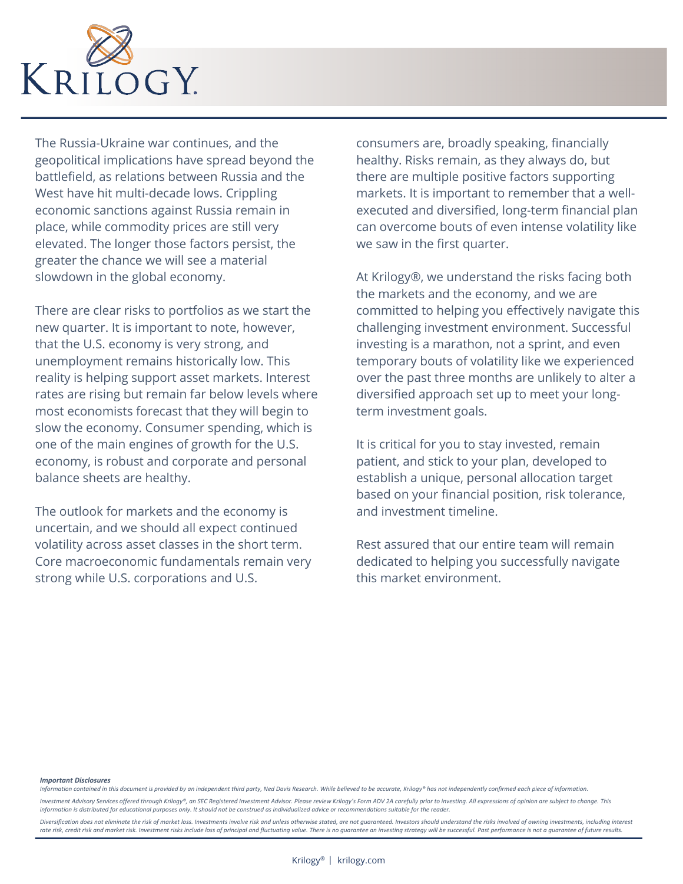The Russia-Ukraine war continues, and the geopolitical implications have spread beyond the battlefield, as relations between Russia and the West have hit multi-decade lows. Crippling economic sanctions against Russia remain in place, while commodity prices are still very elevated. The longer those factors persist, the greater the chance we will see a material slowdown in the global economy.

There are clear risks to portfolios as we start the new quarter. It is important to note, however, that the U.S. economy is very strong, and unemployment remains historically low. This reality is helping support asset markets. Interest rates are rising but remain far below levels where most economists forecast that they will begin to slow the economy. Consumer spending, which is one of the main engines of growth for the U.S. economy, is robust and corporate and personal balance sheets are healthy.

The outlook for markets and the economy is uncertain, and we should all expect continued volatility across asset classes in the short term. Core macroeconomic fundamentals remain very strong while U.S. corporations and U.S. consumers are, broadly speaking, financially healthy. Risks remain, as they always do, but there are multiple positive factors supporting markets. It is important to remember that a well-executed and diversified, long-term financial plan can overcome bouts of even intense volatility like we saw in the first quarter.

At Krilogy®, we understand the risks facing both the markets and the economy, and we are committed to helping you effectively navigate this challenging investment environment. Successful investing is a marathon, not a sprint, and even temporary bouts of volatility like we experienced over the past three months are unlikely to alter a diversified approach set up to meet your long-term investment goals.

It is critical for you to stay invested, remain patient, and stick to your plan, developed to establish a unique, personal allocation target based on your financial position, risk tolerance, and investment timeline.

Rest assured that our entire team will remain dedicated to helping you successfully navigate this market environment.

***Important Disclosures***

*Information contained in this document is provided by an independent third party, Ned Davis Research. While believed to be accurate, Krilogy® has not independently confirmed each piece of information.*

*Investment Advisory Services offered through Krilogy®, an SEC Registered Investment Advisor. Please review Krilogy's Form ADV 2A carefully prior to investing. All expressions of opinion are subject to change. This information is distributed for educational purposes only. It should not be construed as individualized advice or recommendations suitable for the reader.*

*Diversification does not eliminate the risk of market loss. Investments involve risk and unless otherwise stated, are not guaranteed. Investors should understand the risks involved of owning investments, including interest rate risk, credit risk and market risk. Investment risks include loss of principal and fluctuating value. There is no guarantee an investing strategy will be successful. Past performance is not a guarantee of future results.*

Krilogy® | krilogy.com